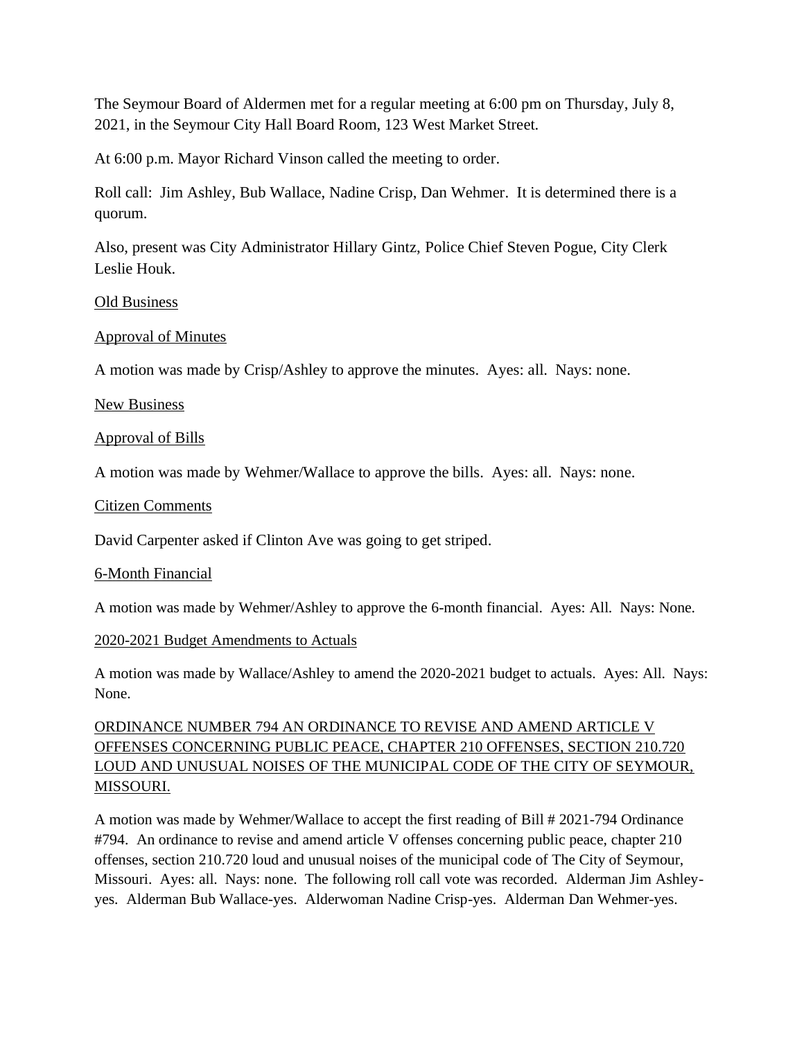The Seymour Board of Aldermen met for a regular meeting at 6:00 pm on Thursday, July 8, 2021, in the Seymour City Hall Board Room, 123 West Market Street.

At 6:00 p.m. Mayor Richard Vinson called the meeting to order.

Roll call: Jim Ashley, Bub Wallace, Nadine Crisp, Dan Wehmer. It is determined there is a quorum.

Also, present was City Administrator Hillary Gintz, Police Chief Steven Pogue, City Clerk Leslie Houk.

<u>Old Business</u>

<u>Approval of Minutes</u>

A motion was made by Crisp/Ashley to approve the minutes. Ayes: all. Nays: none.

<u>New Business</u>

<u>Approval of Bills</u>

A motion was made by Wehmer/Wallace to approve the bills. Ayes: all. Nays: none.

<u>Citizen Comments</u>

David Carpenter asked if Clinton Ave was going to get striped.

<u>6-Month Financial</u>

A motion was made by Wehmer/Ashley to approve the 6-month financial. Ayes: All. Nays: None.

<u>2020-2021 Budget Amendments to Actuals</u>

A motion was made by Wallace/Ashley to amend the 2020-2021 budget to actuals. Ayes: All. Nays: None.

<u>ORDINANCE NUMBER 794 AN ORDINANCE TO REVISE AND AMEND ARTICLE V OFFENSES CONCERNING PUBLIC PEACE, CHAPTER 210 OFFENSES, SECTION 210.720 LOUD AND UNUSUAL NOISES OF THE MUNICIPAL CODE OF THE CITY OF SEYMOUR, MISSOURI.</u>

A motion was made by Wehmer/Wallace to accept the first reading of Bill # 2021-794 Ordinance #794. An ordinance to revise and amend article V offenses concerning public peace, chapter 210 offenses, section 210.720 loud and unusual noises of the municipal code of The City of Seymour, Missouri. Ayes: all. Nays: none. The following roll call vote was recorded. Alderman Jim Ashley-yes. Alderman Bub Wallace-yes. Alderwoman Nadine Crisp-yes. Alderman Dan Wehmer-yes.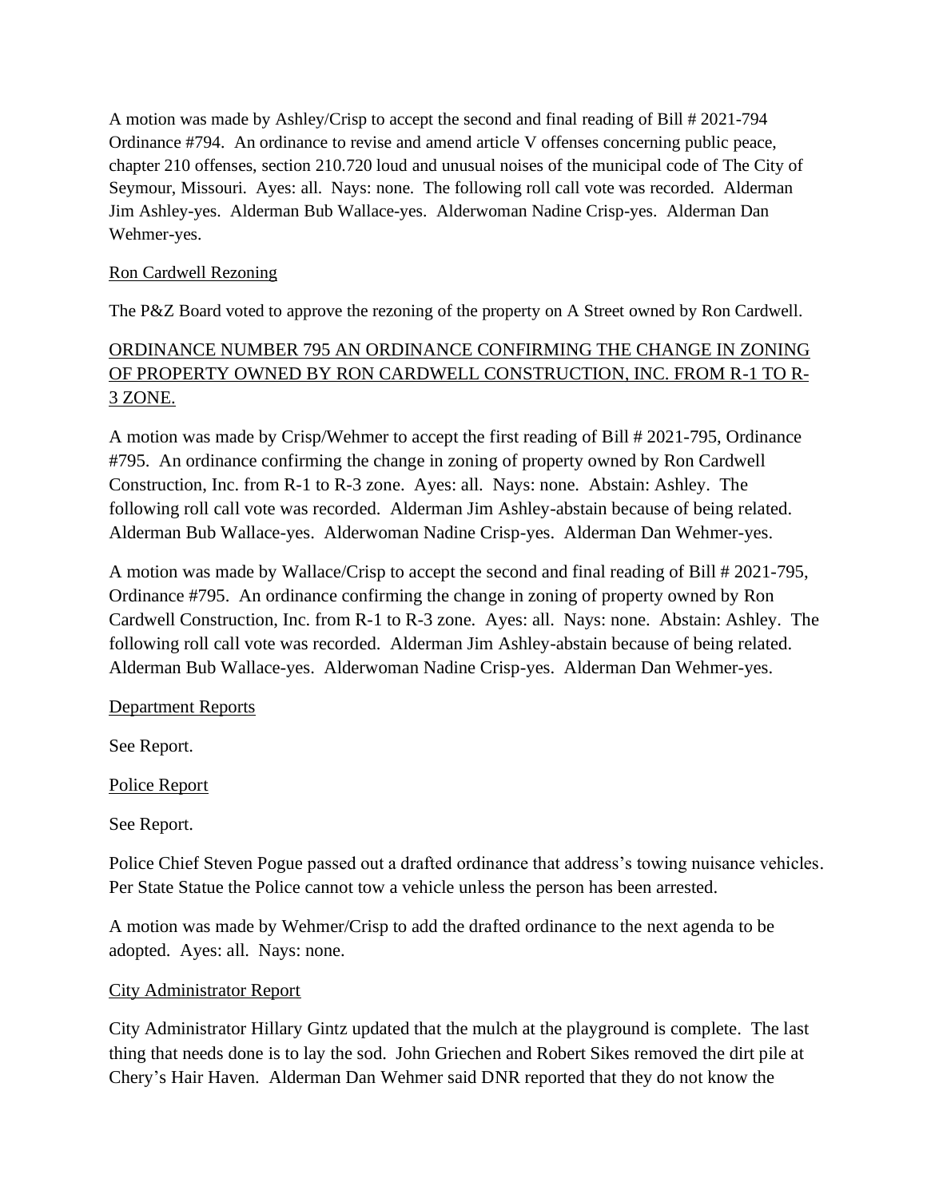A motion was made by Ashley/Crisp to accept the second and final reading of Bill # 2021-794 Ordinance #794. An ordinance to revise and amend article V offenses concerning public peace, chapter 210 offenses, section 210.720 loud and unusual noises of the municipal code of The City of Seymour, Missouri. Ayes: all. Nays: none. The following roll call vote was recorded. Alderman Jim Ashley-yes. Alderman Bub Wallace-yes. Alderwoman Nadine Crisp-yes. Alderman Dan Wehmer-yes.

Ron Cardwell Rezoning

The P&Z Board voted to approve the rezoning of the property on A Street owned by Ron Cardwell.

ORDINANCE NUMBER 795 AN ORDINANCE CONFIRMING THE CHANGE IN ZONING OF PROPERTY OWNED BY RON CARDWELL CONSTRUCTION, INC. FROM R-1 TO R-3 ZONE.

A motion was made by Crisp/Wehmer to accept the first reading of Bill # 2021-795, Ordinance #795. An ordinance confirming the change in zoning of property owned by Ron Cardwell Construction, Inc. from R-1 to R-3 zone. Ayes: all. Nays: none. Abstain: Ashley. The following roll call vote was recorded. Alderman Jim Ashley-abstain because of being related. Alderman Bub Wallace-yes. Alderwoman Nadine Crisp-yes. Alderman Dan Wehmer-yes.

A motion was made by Wallace/Crisp to accept the second and final reading of Bill # 2021-795, Ordinance #795. An ordinance confirming the change in zoning of property owned by Ron Cardwell Construction, Inc. from R-1 to R-3 zone. Ayes: all. Nays: none. Abstain: Ashley. The following roll call vote was recorded. Alderman Jim Ashley-abstain because of being related. Alderman Bub Wallace-yes. Alderwoman Nadine Crisp-yes. Alderman Dan Wehmer-yes.

Department Reports

See Report.

Police Report

See Report.

Police Chief Steven Pogue passed out a drafted ordinance that address's towing nuisance vehicles. Per State Statue the Police cannot tow a vehicle unless the person has been arrested.

A motion was made by Wehmer/Crisp to add the drafted ordinance to the next agenda to be adopted. Ayes: all. Nays: none.

City Administrator Report

City Administrator Hillary Gintz updated that the mulch at the playground is complete. The last thing that needs done is to lay the sod. John Griechen and Robert Sikes removed the dirt pile at Chery's Hair Haven. Alderman Dan Wehmer said DNR reported that they do not know the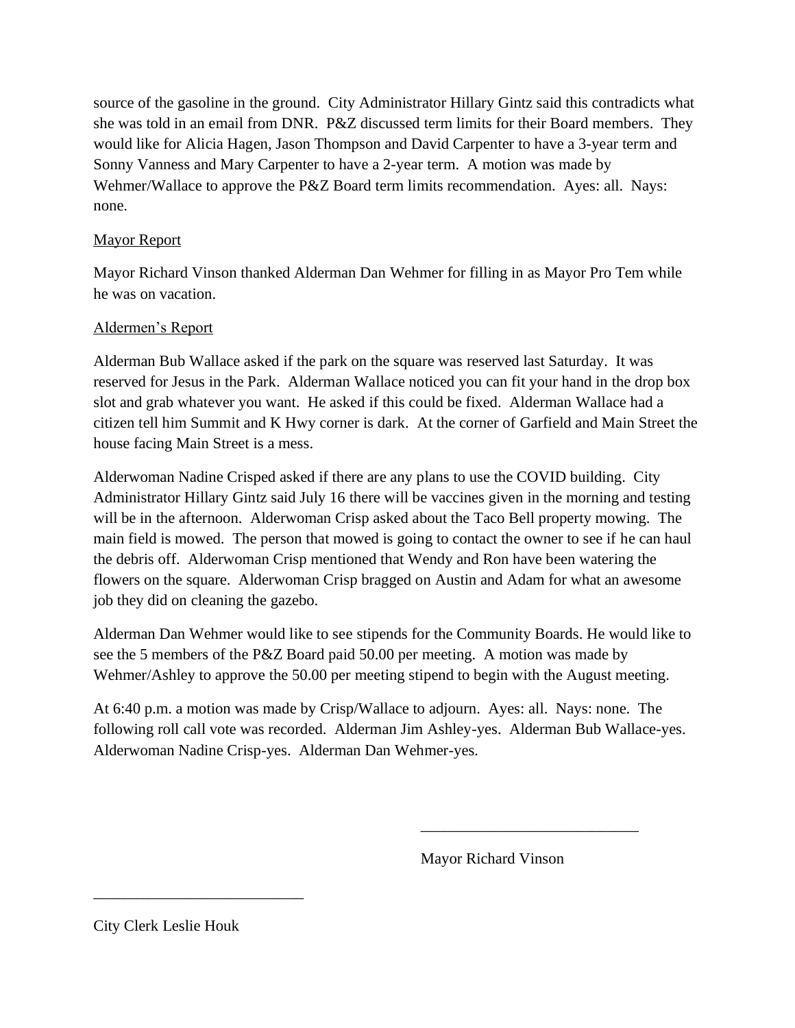source of the gasoline in the ground. City Administrator Hillary Gintz said this contradicts what she was told in an email from DNR. P&Z discussed term limits for their Board members. They would like for Alicia Hagen, Jason Thompson and David Carpenter to have a 3-year term and Sonny Vanness and Mary Carpenter to have a 2-year term. A motion was made by Wehmer/Wallace to approve the P&Z Board term limits recommendation. Ayes: all. Nays: none.

Mayor Report

Mayor Richard Vinson thanked Alderman Dan Wehmer for filling in as Mayor Pro Tem while he was on vacation.

Aldermen's Report

Alderman Bub Wallace asked if the park on the square was reserved last Saturday. It was reserved for Jesus in the Park. Alderman Wallace noticed you can fit your hand in the drop box slot and grab whatever you want. He asked if this could be fixed. Alderman Wallace had a citizen tell him Summit and K Hwy corner is dark. At the corner of Garfield and Main Street the house facing Main Street is a mess.

Alderwoman Nadine Crisped asked if there are any plans to use the COVID building. City Administrator Hillary Gintz said July 16 there will be vaccines given in the morning and testing will be in the afternoon. Alderwoman Crisp asked about the Taco Bell property mowing. The main field is mowed. The person that mowed is going to contact the owner to see if he can haul the debris off. Alderwoman Crisp mentioned that Wendy and Ron have been watering the flowers on the square. Alderwoman Crisp bragged on Austin and Adam for what an awesome job they did on cleaning the gazebo.

Alderman Dan Wehmer would like to see stipends for the Community Boards. He would like to see the 5 members of the P&Z Board paid 50.00 per meeting. A motion was made by Wehmer/Ashley to approve the 50.00 per meeting stipend to begin with the August meeting.

At 6:40 p.m. a motion was made by Crisp/Wallace to adjourn. Ayes: all. Nays: none. The following roll call vote was recorded. Alderman Jim Ashley-yes. Alderman Bub Wallace-yes. Alderwoman Nadine Crisp-yes. Alderman Dan Wehmer-yes.

\_\_\_\_\_\_\_\_\_\_\_\_\_\_\_\_\_\_\_\_\_\_\_\_\_\_\_\_

Mayor Richard Vinson

\_\_\_\_\_\_\_\_\_\_\_\_\_\_\_\_\_\_\_\_\_\_\_\_\_\_\_\_

City Clerk Leslie Houk